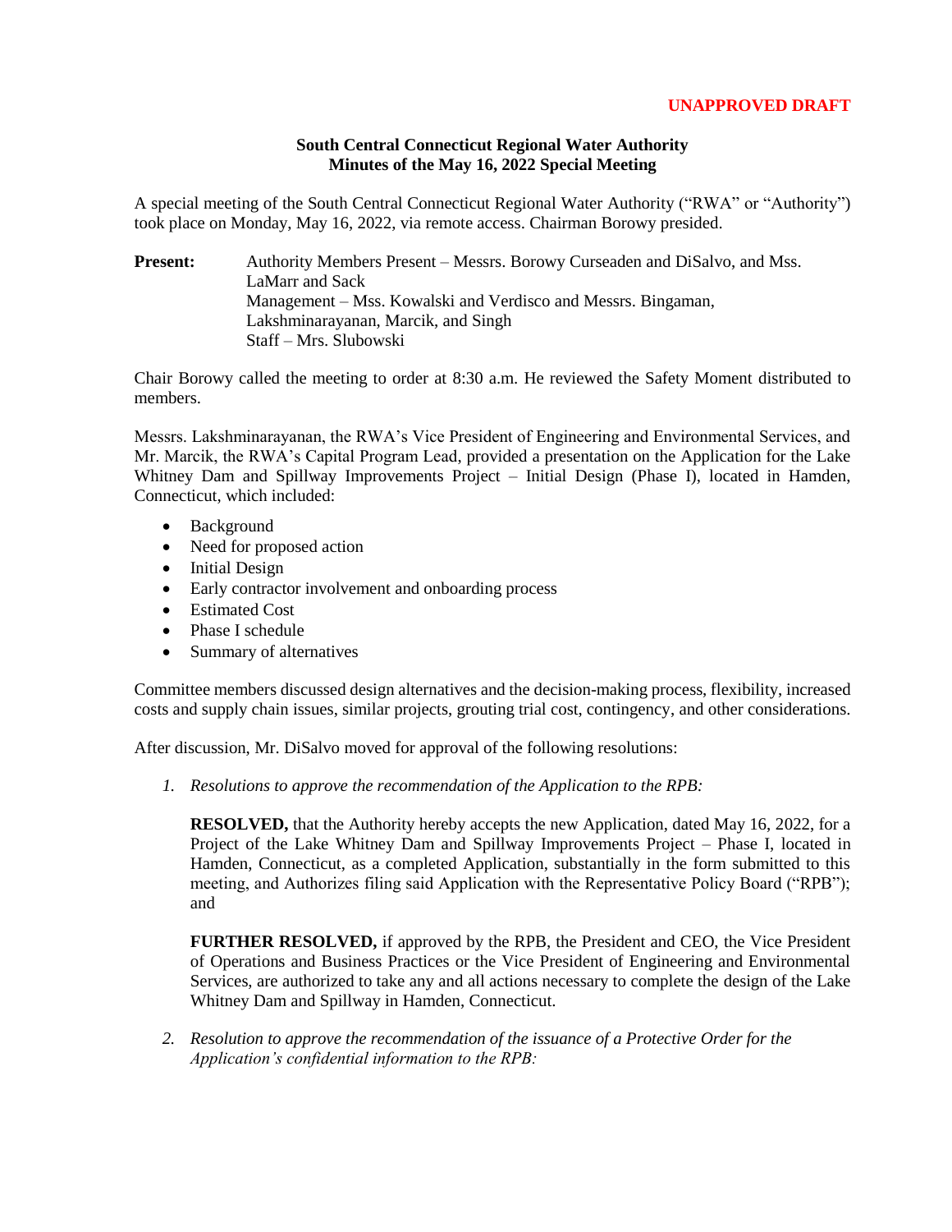**UNAPPROVED DRAFT**

**South Central Connecticut Regional Water Authority**
**Minutes of the May 16, 2022 Special Meeting**

A special meeting of the South Central Connecticut Regional Water Authority ("RWA" or "Authority") took place on Monday, May 16, 2022, via remote access. Chairman Borowy presided.

**Present:** Authority Members Present – Messrs. Borowy Curseaden and DiSalvo, and Mss. LaMarr and Sack
Management – Mss. Kowalski and Verdisco and Messrs. Bingaman, Lakshminarayanan, Marcik, and Singh
Staff – Mrs. Slubowski

Chair Borowy called the meeting to order at 8:30 a.m. He reviewed the Safety Moment distributed to members.

Messrs. Lakshminarayanan, the RWA's Vice President of Engineering and Environmental Services, and Mr. Marcik, the RWA's Capital Program Lead, provided a presentation on the Application for the Lake Whitney Dam and Spillway Improvements Project – Initial Design (Phase I), located in Hamden, Connecticut, which included:

- Background
- Need for proposed action
- Initial Design
- Early contractor involvement and onboarding process
- Estimated Cost
- Phase I schedule
- Summary of alternatives

Committee members discussed design alternatives and the decision-making process, flexibility, increased costs and supply chain issues, similar projects, grouting trial cost, contingency, and other considerations.

After discussion, Mr. DiSalvo moved for approval of the following resolutions:

1. *Resolutions to approve the recommendation of the Application to the RPB:*

   **RESOLVED,** that the Authority hereby accepts the new Application, dated May 16, 2022, for a Project of the Lake Whitney Dam and Spillway Improvements Project – Phase I, located in Hamden, Connecticut, as a completed Application, substantially in the form submitted to this meeting, and Authorizes filing said Application with the Representative Policy Board ("RPB"); and

   **FURTHER RESOLVED,** if approved by the RPB, the President and CEO, the Vice President of Operations and Business Practices or the Vice President of Engineering and Environmental Services, are authorized to take any and all actions necessary to complete the design of the Lake Whitney Dam and Spillway in Hamden, Connecticut.

2. *Resolution to approve the recommendation of the issuance of a Protective Order for the Application's confidential information to the RPB:*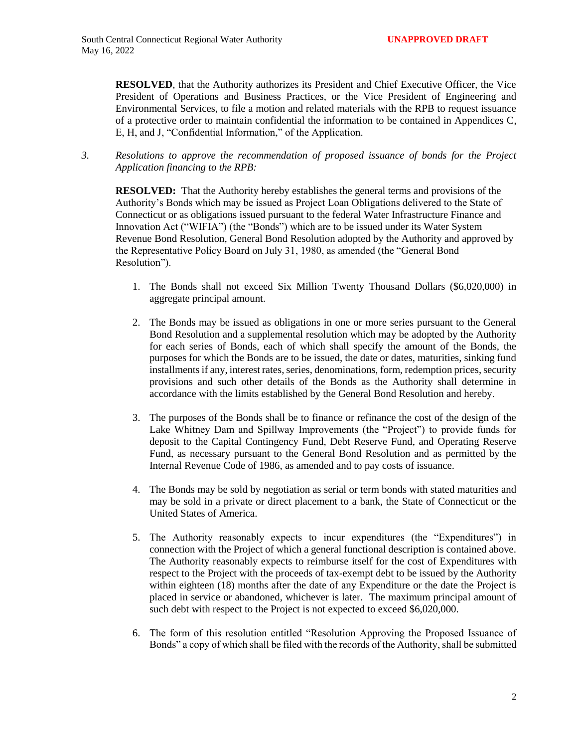**RESOLVED**, that the Authority authorizes its President and Chief Executive Officer, the Vice President of Operations and Business Practices, or the Vice President of Engineering and Environmental Services, to file a motion and related materials with the RPB to request issuance of a protective order to maintain confidential the information to be contained in Appendices C, E, H, and J, "Confidential Information," of the Application.

3. *Resolutions to approve the recommendation of proposed issuance of bonds for the Project Application financing to the RPB:*

**RESOLVED:** That the Authority hereby establishes the general terms and provisions of the Authority's Bonds which may be issued as Project Loan Obligations delivered to the State of Connecticut or as obligations issued pursuant to the federal Water Infrastructure Finance and Innovation Act ("WIFIA") (the "Bonds") which are to be issued under its Water System Revenue Bond Resolution, General Bond Resolution adopted by the Authority and approved by the Representative Policy Board on July 31, 1980, as amended (the "General Bond Resolution").

1. The Bonds shall not exceed Six Million Twenty Thousand Dollars ($6,020,000) in aggregate principal amount.

2. The Bonds may be issued as obligations in one or more series pursuant to the General Bond Resolution and a supplemental resolution which may be adopted by the Authority for each series of Bonds, each of which shall specify the amount of the Bonds, the purposes for which the Bonds are to be issued, the date or dates, maturities, sinking fund installments if any, interest rates, series, denominations, form, redemption prices, security provisions and such other details of the Bonds as the Authority shall determine in accordance with the limits established by the General Bond Resolution and hereby.

3. The purposes of the Bonds shall be to finance or refinance the cost of the design of the Lake Whitney Dam and Spillway Improvements (the "Project") to provide funds for deposit to the Capital Contingency Fund, Debt Reserve Fund, and Operating Reserve Fund, as necessary pursuant to the General Bond Resolution and as permitted by the Internal Revenue Code of 1986, as amended and to pay costs of issuance.

4. The Bonds may be sold by negotiation as serial or term bonds with stated maturities and may be sold in a private or direct placement to a bank, the State of Connecticut or the United States of America.

5. The Authority reasonably expects to incur expenditures (the "Expenditures") in connection with the Project of which a general functional description is contained above. The Authority reasonably expects to reimburse itself for the cost of Expenditures with respect to the Project with the proceeds of tax-exempt debt to be issued by the Authority within eighteen (18) months after the date of any Expenditure or the date the Project is placed in service or abandoned, whichever is later. The maximum principal amount of such debt with respect to the Project is not expected to exceed $6,020,000.

6. The form of this resolution entitled "Resolution Approving the Proposed Issuance of Bonds" a copy of which shall be filed with the records of the Authority, shall be submitted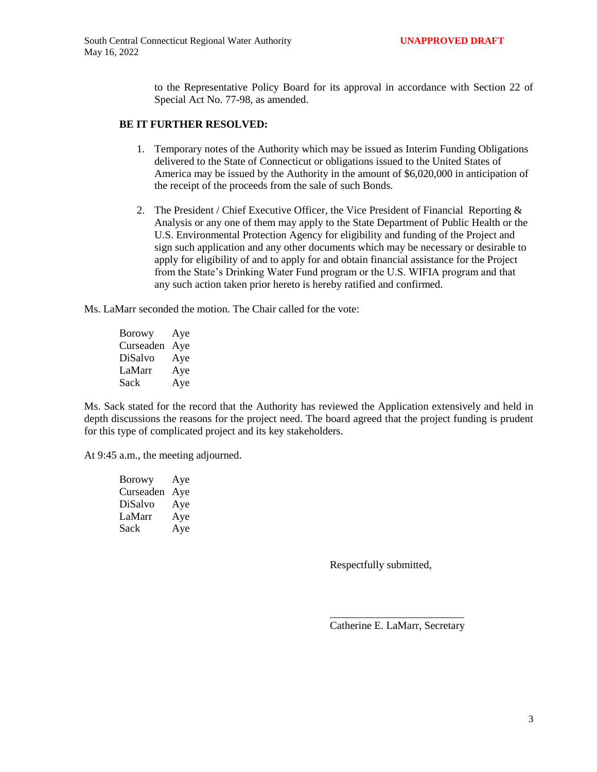to the Representative Policy Board for its approval in accordance with Section 22 of Special Act No. 77-98, as amended.

**BE IT FURTHER RESOLVED:**

1. Temporary notes of the Authority which may be issued as Interim Funding Obligations delivered to the State of Connecticut or obligations issued to the United States of America may be issued by the Authority in the amount of $6,020,000 in anticipation of the receipt of the proceeds from the sale of such Bonds.

2. The President / Chief Executive Officer, the Vice President of Financial Reporting & Analysis or any one of them may apply to the State Department of Public Health or the U.S. Environmental Protection Agency for eligibility and funding of the Project and sign such application and any other documents which may be necessary or desirable to apply for eligibility of and to apply for and obtain financial assistance for the Project from the State's Drinking Water Fund program or the U.S. WIFIA program and that any such action taken prior hereto is hereby ratified and confirmed.

Ms. LaMarr seconded the motion. The Chair called for the vote:

| | |
|---|---|
| Borowy | Aye |
| Curseaden | Aye |
| DiSalvo | Aye |
| LaMarr | Aye |
| Sack | Aye |

Ms. Sack stated for the record that the Authority has reviewed the Application extensively and held in depth discussions the reasons for the project need. The board agreed that the project funding is prudent for this type of complicated project and its key stakeholders.

At 9:45 a.m., the meeting adjourned.

| | |
|---|---|
| Borowy | Aye |
| Curseaden | Aye |
| DiSalvo | Aye |
| LaMarr | Aye |
| Sack | Aye |

Respectfully submitted,

\_\_\_\_\_\_\_\_\_\_\_\_\_\_\_\_\_\_\_\_\_\_\_\_\_

Catherine E. LaMarr, Secretary